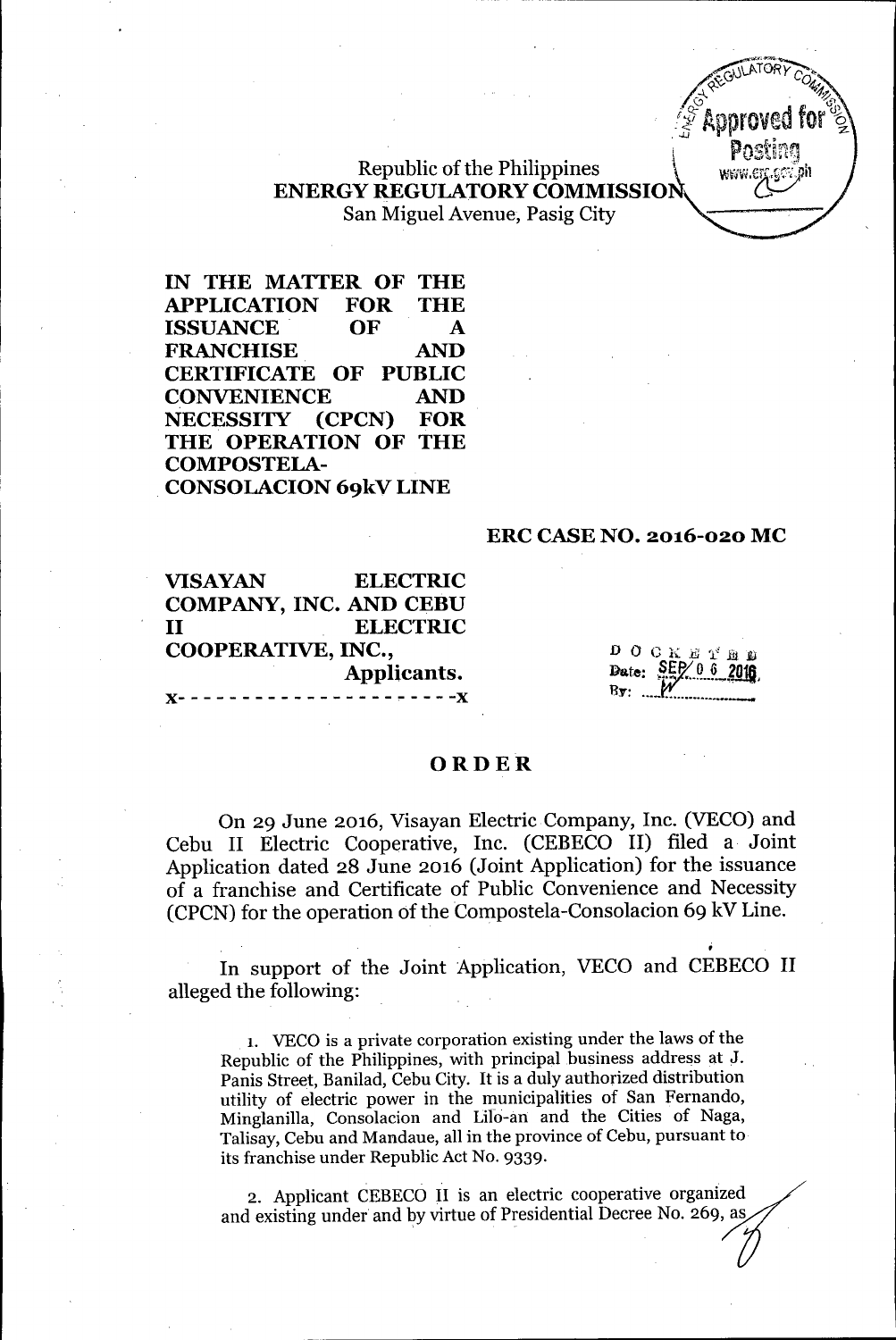Republic of the Philippines
**ENERGY REGULATORY COMMISSION**
San Miguel Avenue, Pasig City

**IN THE MATTER OF THE APPLICATION FOR THE ISSUANCE OF A FRANCHISE AND CERTIFICATE OF PUBLIC CONVENIENCE AND NECESSITY (CPCN) FOR THE OPERATION OF THE COMPOSTELA-CONSOLACION 69kV LINE**

**ERC CASE NO. 2016-020 MC**

**VISAYAN ELECTRIC COMPANY, INC. AND CEBU II ELECTRIC COOPERATIVE, INC.,**
**Applicants.**
x- - - - - - - - - - - - - - - - - - - - -x

DOCKETED
Date: SEP 06 2016
By: ______

# ORDER

On 29 June 2016, Visayan Electric Company, Inc. (VECO) and Cebu II Electric Cooperative, Inc. (CEBECO II) filed a Joint Application dated 28 June 2016 (Joint Application) for the issuance of a franchise and Certificate of Public Convenience and Necessity (CPCN) for the operation of the Compostela-Consolacion 69 kV Line.

In support of the Joint Application, VECO and CEBECO II alleged the following:

1. VECO is a private corporation existing under the laws of the Republic of the Philippines, with principal business address at J. Panis Street, Banilad, Cebu City. It is a duly authorized distribution utility of electric power in the municipalities of San Fernando, Minglanilla, Consolacion and Lilo-an and the Cities of Naga, Talisay, Cebu and Mandaue, all in the province of Cebu, pursuant to its franchise under Republic Act No. 9339.

2. Applicant CEBECO II is an electric cooperative organized and existing under and by virtue of Presidential Decree No. 269, as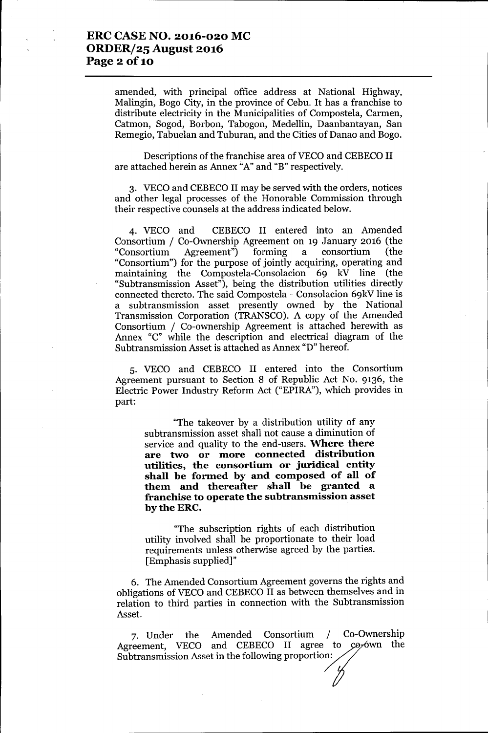amended, with principal office address at National Highway, Malingin, Bogo City, in the province of Cebu. It has a franchise to distribute electricity in the Municipalities of Compostela, Carmen, Catmon, Sogod, Borbon, Tabogon, Medellin, Daanbantayan, San Remegio, Tabuelan and Tuburan, and the Cities of Danao and Bogo.

Descriptions of the franchise area of VECO and CEBECO II are attached herein as Annex "A" and "B" respectively.

3. VECO and CEBECO II may be served with the orders, notices and other legal processes of the Honorable Commission through their respective counsels at the address indicated below.

4. VECO and CEBECO II entered into an Amended Consortium / Co-Ownership Agreement on 19 January 2016 (the "Consortium Agreement") forming a consortium (the "Consortium") for the purpose of jointly acquiring, operating and maintaining the Compostela-Consolacion 69 kV line (the "Subtransmission Asset"), being the distribution utilities directly connected thereto. The said Compostela - Consolacion 69kV line is a subtransmission asset presently owned by the National Transmission Corporation (TRANSCO). A copy of the Amended Consortium / Co-ownership Agreement is attached herewith as Annex "C" while the description and electrical diagram of the Subtransmission Asset is attached as Annex "D" hereof.

5. VECO and CEBECO II entered into the Consortium Agreement pursuant to Section 8 of Republic Act No. 9136, the Electric Power Industry Reform Act ("EPIRA"), which provides in part:

> "The takeover by a distribution utility of any subtransmission asset shall not cause a diminution of service and quality to the end-users. **Where there are two or more connected distribution utilities, the consortium or juridical entity shall be formed by and composed of all of them and thereafter shall be granted a franchise to operate the subtransmission asset by the ERC.**
>
> "The subscription rights of each distribution utility involved shall be proportionate to their load requirements unless otherwise agreed by the parties. [Emphasis supplied]"

6. The Amended Consortium Agreement governs the rights and obligations of VECO and CEBECO II as between themselves and in relation to third parties in connection with the Subtransmission Asset.

7. Under the Amended Consortium / Co-Ownership Agreement, VECO and CEBECO II agree to co-own the Subtransmission Asset in the following proportion: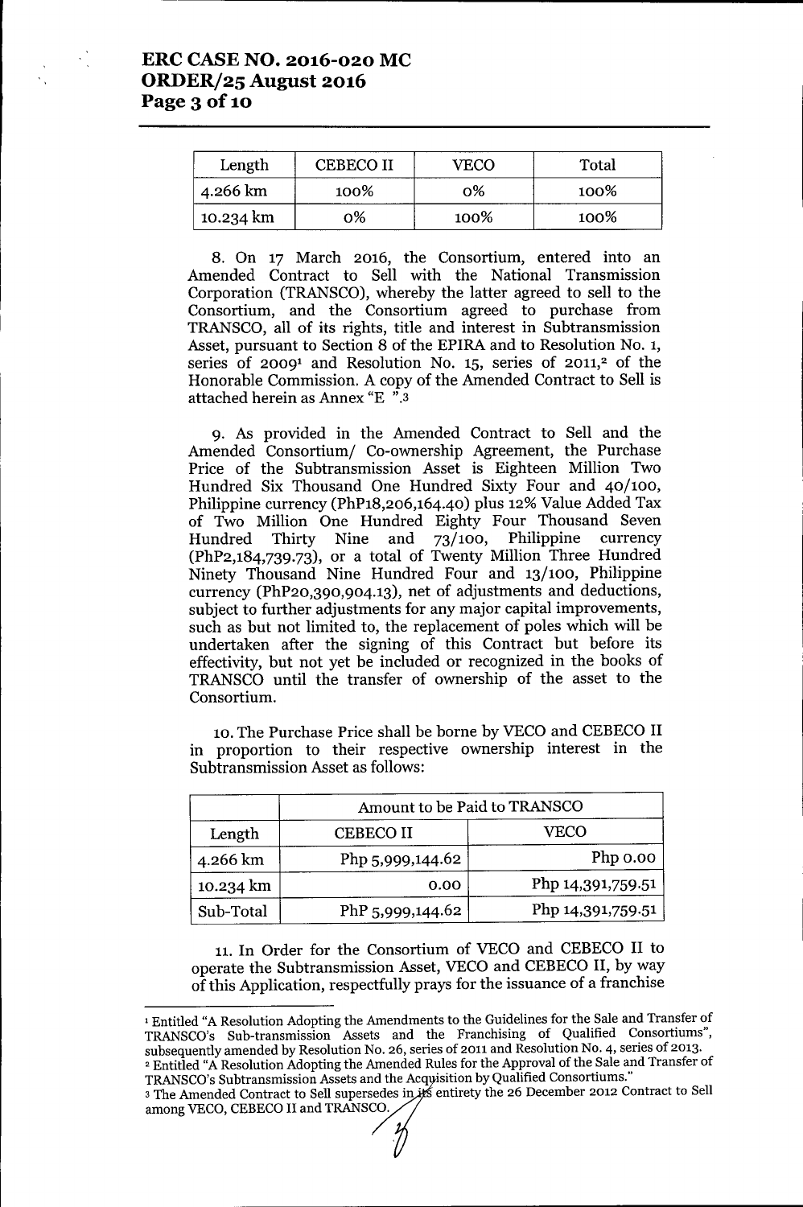| Length | CEBECO II | VECO | Total |
|---|---|---|---|
| 4.266 km | 100% | 0% | 100% |
| 10.234 km | 0% | 100% | 100% |

8. On 17 March 2016, the Consortium, entered into an Amended Contract to Sell with the National Transmission Corporation (TRANSCO), whereby the latter agreed to sell to the Consortium, and the Consortium agreed to purchase from TRANSCO, all of its rights, title and interest in Subtransmission Asset, pursuant to Section 8 of the EPIRA and to Resolution No. 1, series of 2009[1] and Resolution No. 15, series of 2011,[2] of the Honorable Commission. A copy of the Amended Contract to Sell is attached herein as Annex "E ".[3]

9. As provided in the Amended Contract to Sell and the Amended Consortium/ Co-ownership Agreement, the Purchase Price of the Subtransmission Asset is Eighteen Million Two Hundred Six Thousand One Hundred Sixty Four and 40/100, Philippine currency (PhP18,206,164.40) plus 12% Value Added Tax of Two Million One Hundred Eighty Four Thousand Seven Hundred Thirty Nine and 73/100, Philippine currency (PhP2,184,739.73), or a total of Twenty Million Three Hundred Ninety Thousand Nine Hundred Four and 13/100, Philippine currency (PhP20,390,904.13), net of adjustments and deductions, subject to further adjustments for any major capital improvements, such as but not limited to, the replacement of poles which will be undertaken after the signing of this Contract but before its effectivity, but not yet be included or recognized in the books of TRANSCO until the transfer of ownership of the asset to the Consortium.

10. The Purchase Price shall be borne by VECO and CEBECO II in proportion to their respective ownership interest in the Subtransmission Asset as follows:

| | Amount to be Paid to TRANSCO | |
|---|---|---|
| Length | CEBECO II | VECO |
| 4.266 km | Php 5,999,144.62 | Php 0.00 |
| 10.234 km | 0.00 | Php 14,391,759.51 |
| Sub-Total | PhP 5,999,144.62 | Php 14,391,759.51 |

11. In Order for the Consortium of VECO and CEBECO II to operate the Subtransmission Asset, VECO and CEBECO II, by way of this Application, respectfully prays for the issuance of a franchise

---

[1] Entitled "A Resolution Adopting the Amendments to the Guidelines for the Sale and Transfer of TRANSCO's Sub-transmission Assets and the Franchising of Qualified Consortiums", subsequently amended by Resolution No. 26, series of 2011 and Resolution No. 4, series of 2013.

[2] Entitled "A Resolution Adopting the Amended Rules for the Approval of the Sale and Transfer of TRANSCO's Subtransmission Assets and the Acquisition by Qualified Consortiums."

[3] The Amended Contract to Sell supersedes in its entirety the 26 December 2012 Contract to Sell among VECO, CEBECO II and TRANSCO.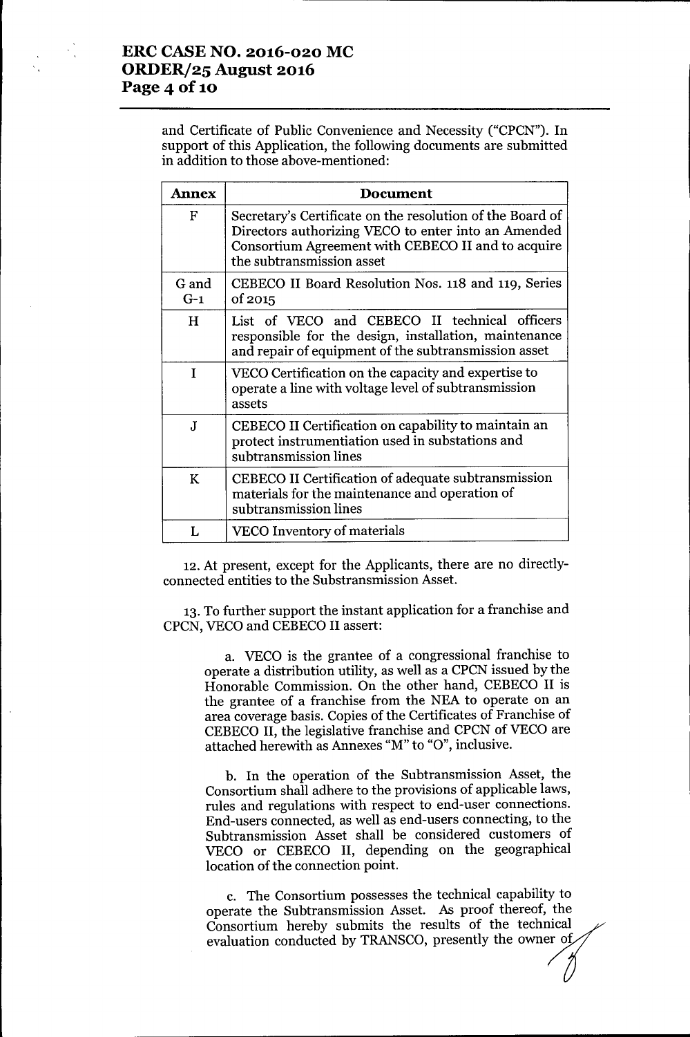and Certificate of Public Convenience and Necessity ("CPCN"). In support of this Application, the following documents are submitted in addition to those above-mentioned:

| Annex | Document |
|---|---|
| F | Secretary's Certificate on the resolution of the Board of Directors authorizing VECO to enter into an Amended Consortium Agreement with CEBECO II and to acquire the subtransmission asset |
| G and G-1 | CEBECO II Board Resolution Nos. 118 and 119, Series of 2015 |
| H | List of VECO and CEBECO II technical officers responsible for the design, installation, maintenance and repair of equipment of the subtransmission asset |
| I | VECO Certification on the capacity and expertise to operate a line with voltage level of subtransmission assets |
| J | CEBECO II Certification on capability to maintain an protect instrumentiation used in substations and subtransmission lines |
| K | CEBECO II Certification of adequate subtransmission materials for the maintenance and operation of subtransmission lines |
| L | VECO Inventory of materials |

12. At present, except for the Applicants, there are no directly-connected entities to the Substransmission Asset.

13. To further support the instant application for a franchise and CPCN, VECO and CEBECO II assert:

a. VECO is the grantee of a congressional franchise to operate a distribution utility, as well as a CPCN issued by the Honorable Commission. On the other hand, CEBECO II is the grantee of a franchise from the NEA to operate on an area coverage basis. Copies of the Certificates of Franchise of CEBECO II, the legislative franchise and CPCN of VECO are attached herewith as Annexes "M" to "O", inclusive.

b. In the operation of the Subtransmission Asset, the Consortium shall adhere to the provisions of applicable laws, rules and regulations with respect to end-user connections. End-users connected, as well as end-users connecting, to the Subtransmission Asset shall be considered customers of VECO or CEBECO II, depending on the geographical location of the connection point.

c. The Consortium possesses the technical capability to operate the Subtransmission Asset. As proof thereof, the Consortium hereby submits the results of the technical evaluation conducted by TRANSCO, presently the owner of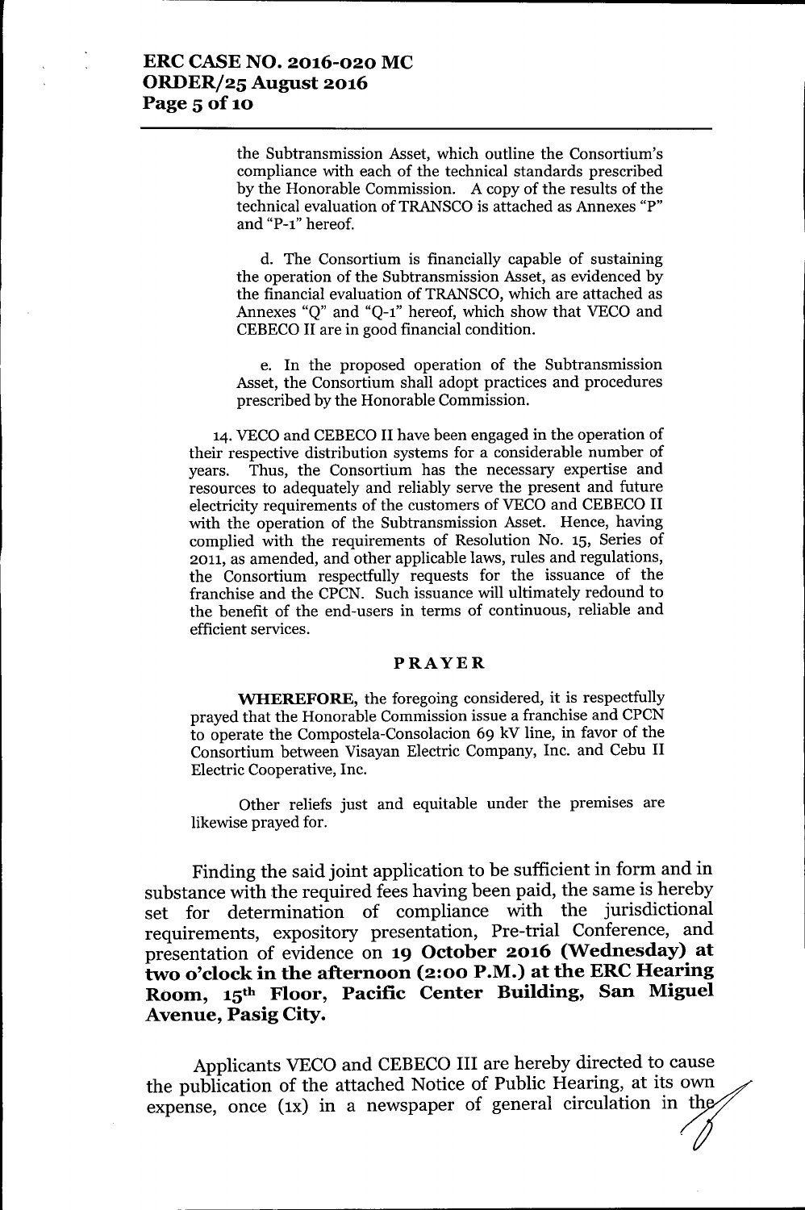the Subtransmission Asset, which outline the Consortium's compliance with each of the technical standards prescribed by the Honorable Commission. A copy of the results of the technical evaluation of TRANSCO is attached as Annexes "P" and "P-1" hereof.

d. The Consortium is financially capable of sustaining the operation of the Subtransmission Asset, as evidenced by the financial evaluation of TRANSCO, which are attached as Annexes "Q" and "Q-1" hereof, which show that VECO and CEBECO II are in good financial condition.

e. In the proposed operation of the Subtransmission Asset, the Consortium shall adopt practices and procedures prescribed by the Honorable Commission.

14. VECO and CEBECO II have been engaged in the operation of their respective distribution systems for a considerable number of years. Thus, the Consortium has the necessary expertise and resources to adequately and reliably serve the present and future electricity requirements of the customers of VECO and CEBECO II with the operation of the Subtransmission Asset. Hence, having complied with the requirements of Resolution No. 15, Series of 2011, as amended, and other applicable laws, rules and regulations, the Consortium respectfully requests for the issuance of the franchise and the CPCN. Such issuance will ultimately redound to the benefit of the end-users in terms of continuous, reliable and efficient services.

## PRAYER

**WHEREFORE,** the foregoing considered, it is respectfully prayed that the Honorable Commission issue a franchise and CPCN to operate the Compostela-Consolacion 69 kV line, in favor of the Consortium between Visayan Electric Company, Inc. and Cebu II Electric Cooperative, Inc.

Other reliefs just and equitable under the premises are likewise prayed for.

Finding the said joint application to be sufficient in form and in substance with the required fees having been paid, the same is hereby set for determination of compliance with the jurisdictional requirements, expository presentation, Pre-trial Conference, and presentation of evidence on **19 October 2016 (Wednesday) at two o'clock in the afternoon (2:00 P.M.) at the ERC Hearing Room, 15th Floor, Pacific Center Building, San Miguel Avenue, Pasig City.**

Applicants VECO and CEBECO III are hereby directed to cause the publication of the attached Notice of Public Hearing, at its own expense, once (1x) in a newspaper of general circulation in the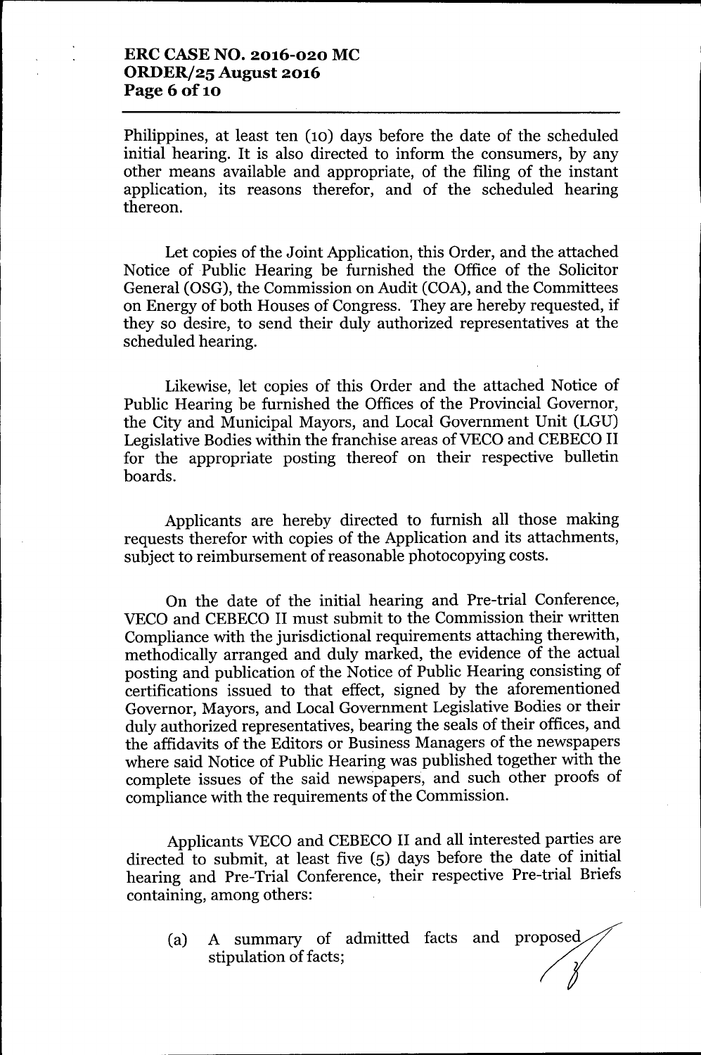Philippines, at least ten (10) days before the date of the scheduled initial hearing. It is also directed to inform the consumers, by any other means available and appropriate, of the filing of the instant application, its reasons therefor, and of the scheduled hearing thereon.

Let copies of the Joint Application, this Order, and the attached Notice of Public Hearing be furnished the Office of the Solicitor General (OSG), the Commission on Audit (COA), and the Committees on Energy of both Houses of Congress. They are hereby requested, if they so desire, to send their duly authorized representatives at the scheduled hearing.

Likewise, let copies of this Order and the attached Notice of Public Hearing be furnished the Offices of the Provincial Governor, the City and Municipal Mayors, and Local Government Unit (LGU) Legislative Bodies within the franchise areas of VECO and CEBECO II for the appropriate posting thereof on their respective bulletin boards.

Applicants are hereby directed to furnish all those making requests therefor with copies of the Application and its attachments, subject to reimbursement of reasonable photocopying costs.

On the date of the initial hearing and Pre-trial Conference, VECO and CEBECO II must submit to the Commission their written Compliance with the jurisdictional requirements attaching therewith, methodically arranged and duly marked, the evidence of the actual posting and publication of the Notice of Public Hearing consisting of certifications issued to that effect, signed by the aforementioned Governor, Mayors, and Local Government Legislative Bodies or their duly authorized representatives, bearing the seals of their offices, and the affidavits of the Editors or Business Managers of the newspapers where said Notice of Public Hearing was published together with the complete issues of the said newspapers, and such other proofs of compliance with the requirements of the Commission.

Applicants VECO and CEBECO II and all interested parties are directed to submit, at least five (5) days before the date of initial hearing and Pre-Trial Conference, their respective Pre-trial Briefs containing, among others:

(a) A summary of admitted facts and proposed stipulation of facts;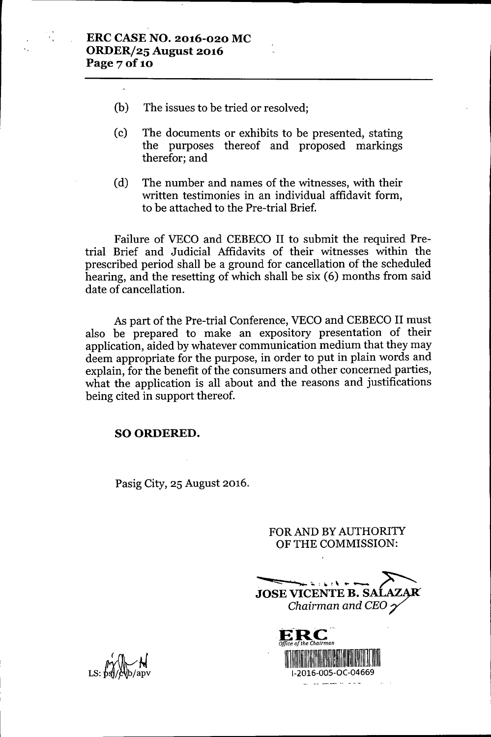(b) The issues to be tried or resolved;

(c) The documents or exhibits to be presented, stating the purposes thereof and proposed markings therefor; and

(d) The number and names of the witnesses, with their written testimonies in an individual affidavit form, to be attached to the Pre-trial Brief.

Failure of VECO and CEBECO II to submit the required Pre-trial Brief and Judicial Affidavits of their witnesses within the prescribed period shall be a ground for cancellation of the scheduled hearing, and the resetting of which shall be six (6) months from said date of cancellation.

As part of the Pre-trial Conference, VECO and CEBECO II must also be prepared to make an expository presentation of their application, aided by whatever communication medium that they may deem appropriate for the purpose, in order to put in plain words and explain, for the benefit of the consumers and other concerned parties, what the application is all about and the reasons and justifications being cited in support thereof.

**SO ORDERED.**

Pasig City, 25 August 2016.

FOR AND BY AUTHORITY OF THE COMMISSION:

**JOSE VICENTE B. SALAZAR**
*Chairman and CEO*

ERC
*Office of the Chairman*
I-2016-005-OC-04669

LS: psj/cvb/apv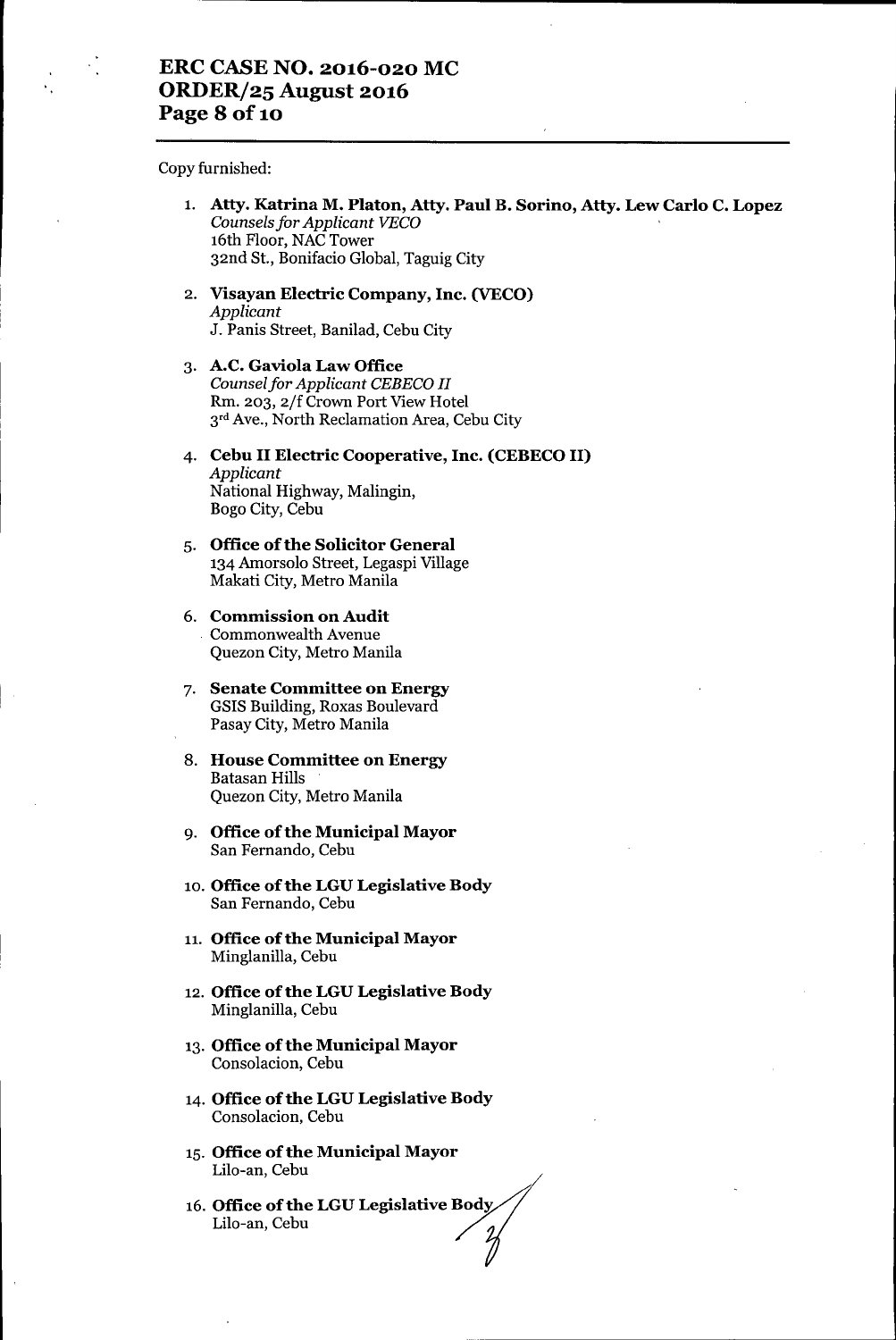Copy furnished:

1. **Atty. Katrina M. Platon, Atty. Paul B. Sorino, Atty. Lew Carlo C. Lopez**
   *Counsels for Applicant VECO*
   16th Floor, NAC Tower
   32nd St., Bonifacio Global, Taguig City

2. **Visayan Electric Company, Inc. (VECO)**
   *Applicant*
   J. Panis Street, Banilad, Cebu City

3. **A.C. Gaviola Law Office**
   *Counsel for Applicant CEBECO II*
   Rm. 203, 2/f Crown Port View Hotel
   3rd Ave., North Reclamation Area, Cebu City

4. **Cebu II Electric Cooperative, Inc. (CEBECO II)**
   *Applicant*
   National Highway, Malingin,
   Bogo City, Cebu

5. **Office of the Solicitor General**
   134 Amorsolo Street, Legaspi Village
   Makati City, Metro Manila

6. **Commission on Audit**
   Commonwealth Avenue
   Quezon City, Metro Manila

7. **Senate Committee on Energy**
   GSIS Building, Roxas Boulevard
   Pasay City, Metro Manila

8. **House Committee on Energy**
   Batasan Hills
   Quezon City, Metro Manila

9. **Office of the Municipal Mayor**
   San Fernando, Cebu

10. **Office of the LGU Legislative Body**
    San Fernando, Cebu

11. **Office of the Municipal Mayor**
    Minglanilla, Cebu

12. **Office of the LGU Legislative Body**
    Minglanilla, Cebu

13. **Office of the Municipal Mayor**
    Consolacion, Cebu

14. **Office of the LGU Legislative Body**
    Consolacion, Cebu

15. **Office of the Municipal Mayor**
    Lilo-an, Cebu

16. **Office of the LGU Legislative Body**
    Lilo-an, Cebu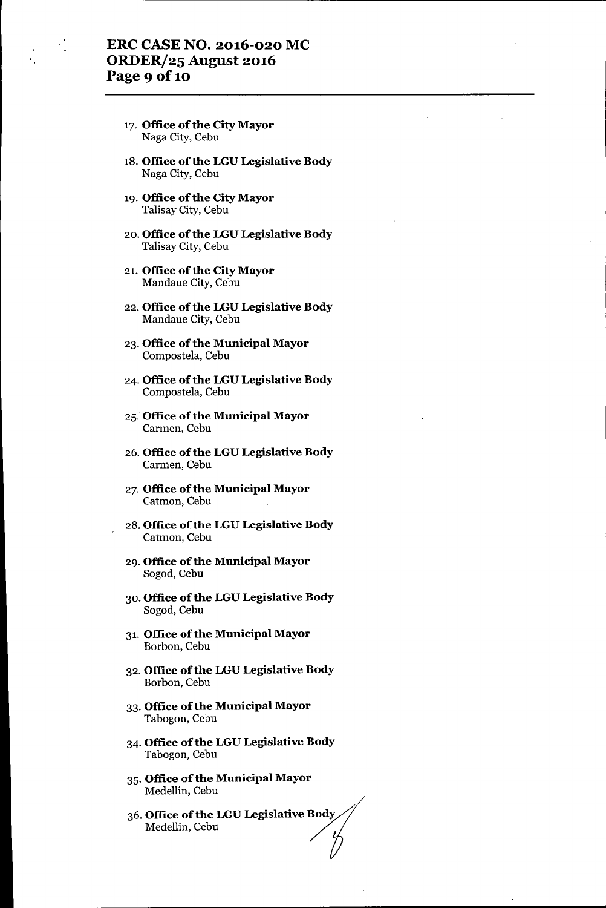17. **Office of the City Mayor**
    Naga City, Cebu

18. **Office of the LGU Legislative Body**
    Naga City, Cebu

19. **Office of the City Mayor**
    Talisay City, Cebu

20. **Office of the LGU Legislative Body**
    Talisay City, Cebu

21. **Office of the City Mayor**
    Mandaue City, Cebu

22. **Office of the LGU Legislative Body**
    Mandaue City, Cebu

23. **Office of the Municipal Mayor**
    Compostela, Cebu

24. **Office of the LGU Legislative Body**
    Compostela, Cebu

25. **Office of the Municipal Mayor**
    Carmen, Cebu

26. **Office of the LGU Legislative Body**
    Carmen, Cebu

27. **Office of the Municipal Mayor**
    Catmon, Cebu

28. **Office of the LGU Legislative Body**
    Catmon, Cebu

29. **Office of the Municipal Mayor**
    Sogod, Cebu

30. **Office of the LGU Legislative Body**
    Sogod, Cebu

31. **Office of the Municipal Mayor**
    Borbon, Cebu

32. **Office of the LGU Legislative Body**
    Borbon, Cebu

33. **Office of the Municipal Mayor**
    Tabogon, Cebu

34. **Office of the LGU Legislative Body**
    Tabogon, Cebu

35. **Office of the Municipal Mayor**
    Medellin, Cebu

36. **Office of the LGU Legislative Body**
    Medellin, Cebu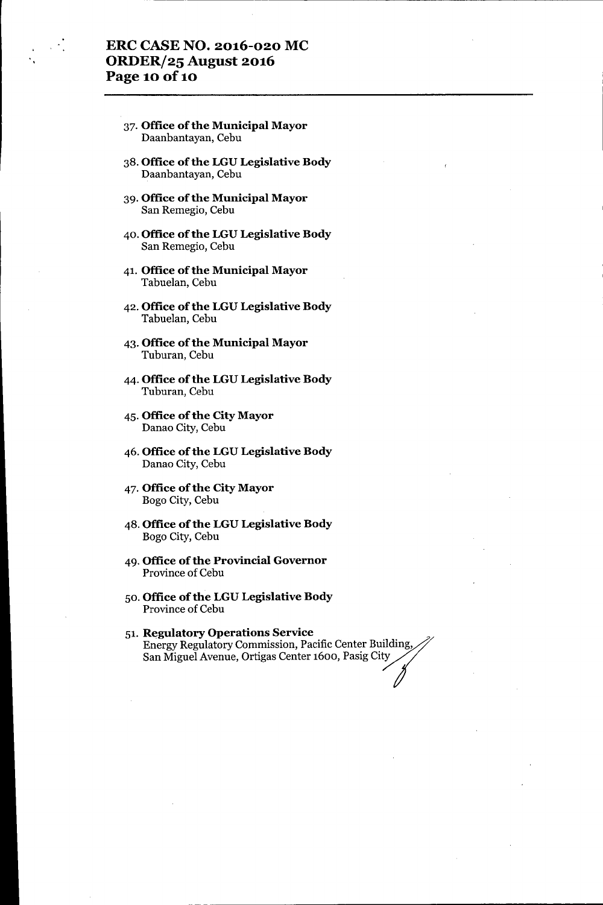37. **Office of the Municipal Mayor**
    Daanbantayan, Cebu

38. **Office of the LGU Legislative Body**
    Daanbantayan, Cebu

39. **Office of the Municipal Mayor**
    San Remegio, Cebu

40. **Office of the LGU Legislative Body**
    San Remegio, Cebu

41. **Office of the Municipal Mayor**
    Tabuelan, Cebu

42. **Office of the LGU Legislative Body**
    Tabuelan, Cebu

43. **Office of the Municipal Mayor**
    Tuburan, Cebu

44. **Office of the LGU Legislative Body**
    Tuburan, Cebu

45. **Office of the City Mayor**
    Danao City, Cebu

46. **Office of the LGU Legislative Body**
    Danao City, Cebu

47. **Office of the City Mayor**
    Bogo City, Cebu

48. **Office of the LGU Legislative Body**
    Bogo City, Cebu

49. **Office of the Provincial Governor**
    Province of Cebu

50. **Office of the LGU Legislative Body**
    Province of Cebu

51. **Regulatory Operations Service**
    Energy Regulatory Commission, Pacific Center Building, San Miguel Avenue, Ortigas Center 1600, Pasig City